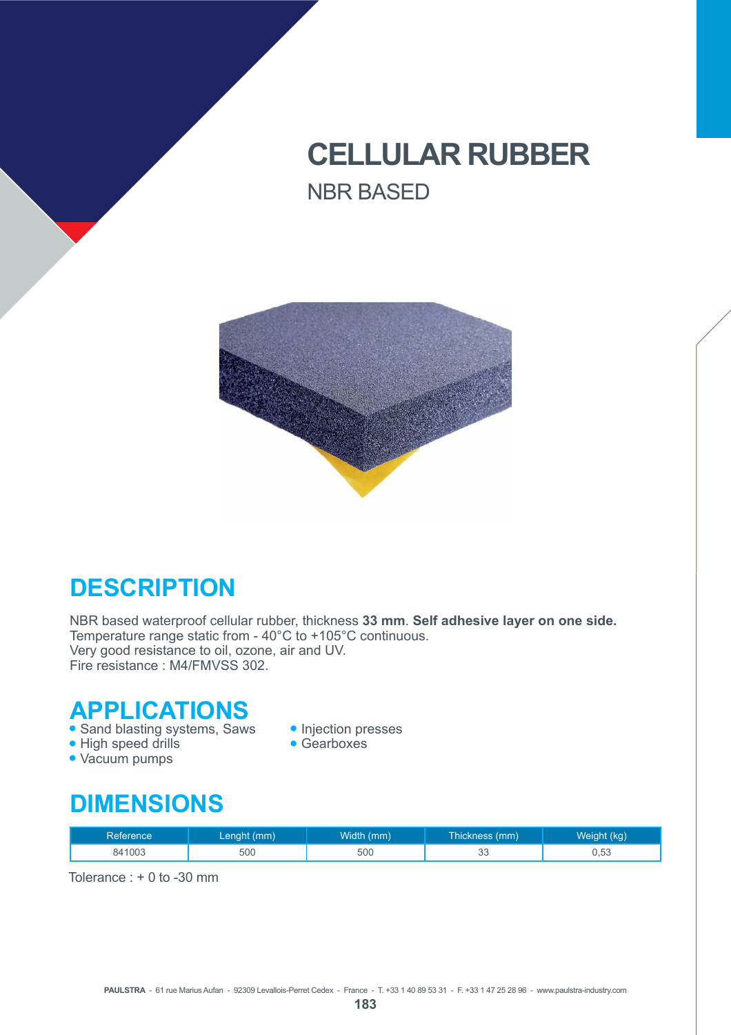# CELLULAR RUBBER

NBR BASED

## DESCRIPTION

NBR based waterproof cellular rubber, thickness **33 mm**. **Self adhesive layer on one side.**
Temperature range static from - 40°C to +105°C continuous.
Very good resistance to oil, ozone, air and UV.
Fire resistance : M4/FMVSS 302.

## APPLICATIONS

- Sand blasting systems, Saws
- High speed drills
- Vacuum pumps
- Injection presses
- Gearboxes

## DIMENSIONS

| Reference | Lenght (mm) | Width (mm) | Thickness (mm) | Weight (kg) |
|---|---|---|---|---|
| 841003 | 500 | 500 | 33 | 0,53 |

Tolerance : + 0 to -30 mm

**PAULSTRA** - 61 rue Marius Aufan - 92309 Levallois-Perret Cedex - France - T. +33 1 40 89 53 31 - F. +33 1 47 25 28 96 - www.paulstra-industry.com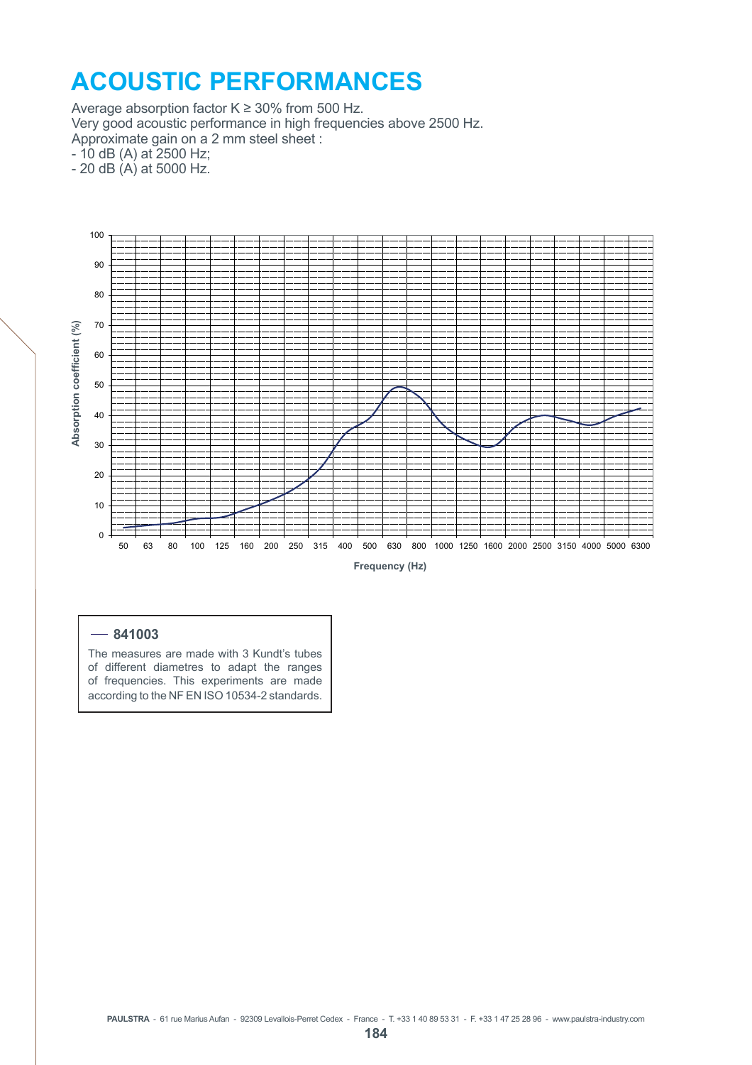# ACOUSTIC PERFORMANCES

Average absorption factor K ≥ 30% from 500 Hz.
Very good acoustic performance in high frequencies above 2500 Hz.
Approximate gain on a 2 mm steel sheet :
- 10 dB (A) at 2500 Hz;
- 20 dB (A) at 5000 Hz.

Absorption coefficient (%)

100
90
80
70
60
50
40
30
20
10
0

50 63 80 100 125 160 200 250 315 400 500 630 800 1000 1250 1600 2000 2500 3150 4000 5000 6300

Frequency (Hz)

— **841003**

The measures are made with 3 Kundt's tubes of different diametres to adapt the ranges of frequencies. This experiments are made according to the NF EN ISO 10534-2 standards.

**PAULSTRA** - 61 rue Marius Aufan - 92309 Levallois-Perret Cedex - France - T. +33 1 40 89 53 31 - F. +33 1 47 25 28 96 - www.paulstra-industry.com